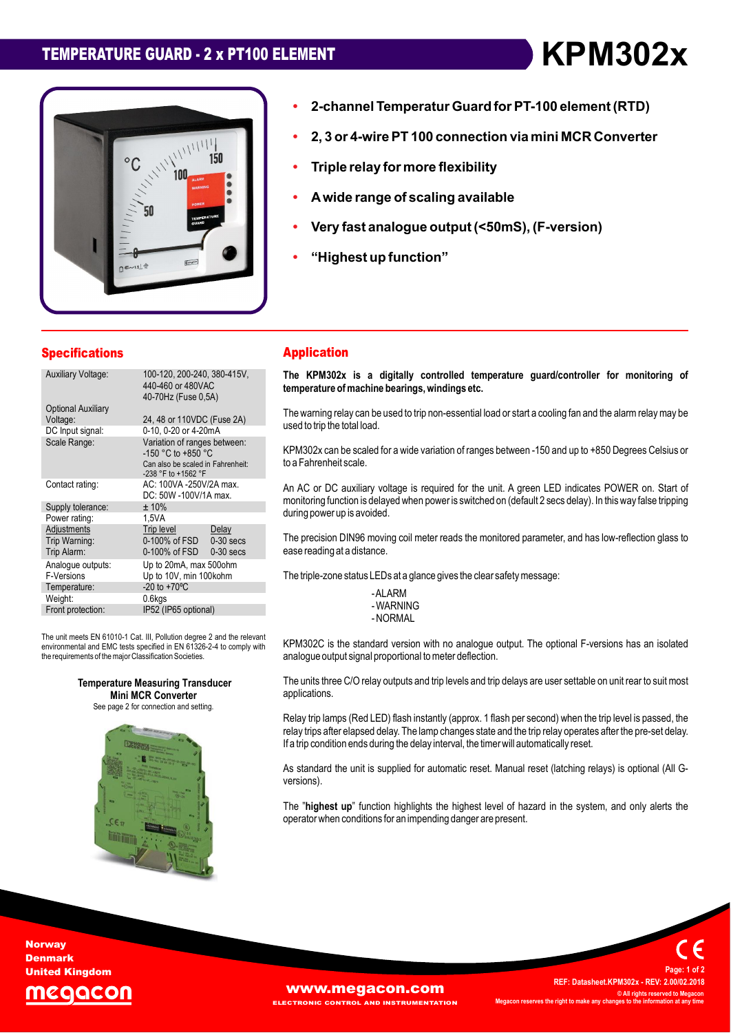# TEMPERATURE GUARD - 2 x PT100 ELEMENT

# KPM302x

- **2-channel Temperatur Guard for PT-100 element (RTD)**
- **2, 3 or 4-wire PT 100 connection via mini MCR Converter**
- **Triple relay for more flexibility**
- **A wide range of scaling available**
- **Very fast analogue output (<50mS), (F-version)**
- **"Highest up function"**

## Specifications

| | | |
|---|---|---|
| Auxiliary Voltage: | 100-120, 200-240, 380-415V, 440-460 or 480VAC 40-70Hz (Fuse 0,5A) | |
| Optional Auxiliary Voltage: | 24, 48 or 110VDC (Fuse 2A) | |
| DC Input signal: | 0-10, 0-20 or 4-20mA | |
| Scale Range: | Variation of ranges between: -150 °C to +850 °C<br>Can also be scaled in Fahrenheit: -238 °F to +1562 °F | |
| Contact rating: | AC: 100VA -250V/2A max.<br>DC: 50W -100V/1A max. | |
| Supply tolerance: | ± 10% | |
| Power rating: | 1,5VA | |
| Adjustments | Trip level | Delay |
| Trip Warning: | 0-100% of FSD | 0-30 secs |
| Trip Alarm: | 0-100% of FSD | 0-30 secs |
| Analogue outputs: F-Versions | Up to 20mA, max 500ohm<br>Up to 10V, min 100kohm | |
| Temperature: | -20 to +70ºC | |
| Weight: | 0.6kgs | |
| Front protection: | IP52 (IP65 optional) | |

The unit meets EN 61010-1 Cat. III, Pollution degree 2 and the relevant environmental and EMC tests specified in EN 61326-2-4 to comply with the requirements of the major Classification Societies.

**Temperature Measuring Transducer**
**Mini MCR Converter**
See page 2 for connection and setting.

## Application

**The KPM302x is a digitally controlled temperature guard/controller for monitoring of temperature of machine bearings, windings etc.**

The warning relay can be used to trip non-essential load or start a cooling fan and the alarm relay may be used to trip the total load.

KPM302x can be scaled for a wide variation of ranges between -150 and up to +850 Degrees Celsius or to a Fahrenheit scale.

An AC or DC auxiliary voltage is required for the unit. A green LED indicates POWER on. Start of monitoring function is delayed when power is switched on (default 2 secs delay). In this way false tripping during power up is avoided.

The precision DIN96 moving coil meter reads the monitored parameter, and has low-reflection glass to ease reading at a distance.

The triple-zone status LEDs at a glance gives the clear safety message:

- ALARM
- WARNING
- NORMAL

KPM302C is the standard version with no analogue output. The optional F-versions has an isolated analogue output signal proportional to meter deflection.

The units three C/O relay outputs and trip levels and trip delays are user settable on unit rear to suit most applications.

Relay trip lamps (Red LED) flash instantly (approx. 1 flash per second) when the trip level is passed, the relay trips after elapsed delay. The lamp changes state and the trip relay operates after the pre-set delay. If a trip condition ends during the delay interval, the timer will automatically reset.

As standard the unit is supplied for automatic reset. Manual reset (latching relays) is optional (All G-versions).

The "**highest up**" function highlights the highest level of hazard in the system, and only alerts the operator when conditions for an impending danger are present.

Norway
Denmark
United Kingdom
megacon

www.megacon.com
ELECTRONIC CONTROL AND INSTRUMENTATION

REF: Datasheet.KPM302x - REV: 2.00/02.2018
© All rights reserved to Megacon
Megacon reserves the right to make any changes to the information at any time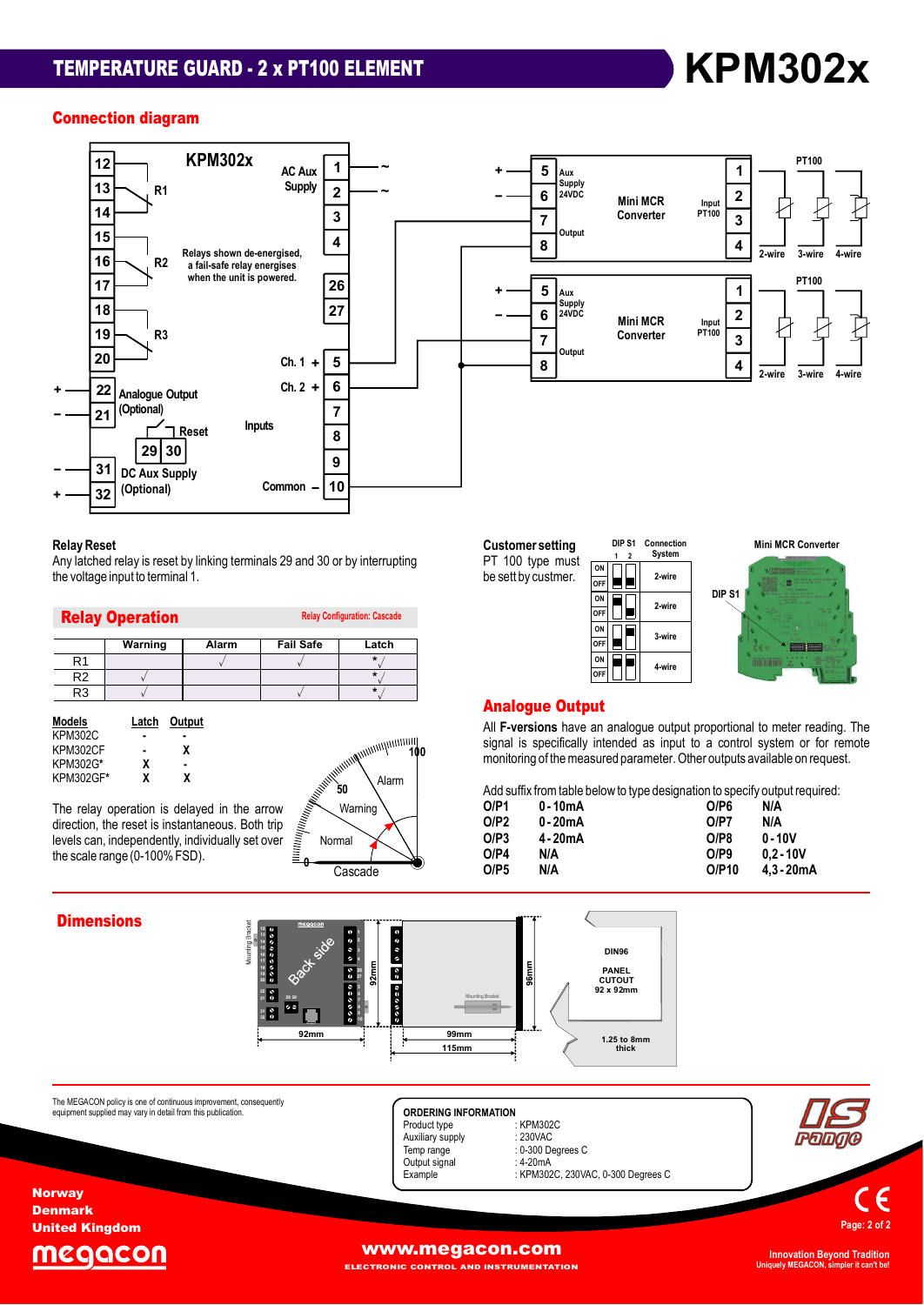# TEMPERATURE GUARD - 2 x PT100 ELEMENT

# KPM302x

## Connection diagram

KPM302x

AC Aux Supply

R1

R2

R3

Relays shown de-energised, a fail-safe relay energises when the unit is powered.

Ch. 1 +

Ch. 2 +

Inputs

Common –

Analogue Output (Optional)

Reset

DC Aux Supply (Optional)

Aux Supply 24VDC

Mini MCR Converter

Input PT100

Output

PT100

2-wire 3-wire 4-wire

### Relay Reset

Any latched relay is reset by linking terminals 29 and 30 or by interrupting the voltage input to terminal 1.

## Relay Operation

Relay Configuration: Cascade

| | Warning | Alarm | Fail Safe | Latch |
|---|---|---|---|---|
| R1 | | √ | √ | *√ |
| R2 | √ | | | *√ |
| R3 | √ | | √ | *√ |

| Models | Latch | Output |
|---|---|---|
| KPM302C | - | - |
| KPM302CF | - | X |
| KPM302G* | X | - |
| KPM302GF* | X | X |

The relay operation is delayed in the arrow direction, the reset is instantaneous. Both trip levels can, independently, individually set over the scale range (0-100% FSD).

0

50

100

Alarm

Warning

Normal

Cascade

### Customer setting

PT 100 type must be sett by custmer.

| DIP S1 (1 2) | Connection System |
|---|---|
| ON/OFF | 2-wire |
| ON/OFF | 2-wire |
| ON/OFF | 3-wire |
| ON/OFF | 4-wire |

Mini MCR Converter

DIP S1

## Analogue Output

All **F-versions** have an analogue output proportional to meter reading. The signal is specifically intended as input to a control system or for remote monitoring of the measured parameter. Other outputs available on request.

Add suffix from table below to type designation to specify output required:

| | | | |
|---|---|---|---|
| O/P1 | 0 - 10mA | O/P6 | N/A |
| O/P2 | 0 - 20mA | O/P7 | N/A |
| O/P3 | 4 - 20mA | O/P8 | 0 - 10V |
| O/P4 | N/A | O/P9 | 0,2 - 10V |
| O/P5 | N/A | O/P10 | 4,3 - 20mA |

## Dimensions

Back side

92mm

92mm

96mm

99mm

115mm

Mounting Bracket

DIN96

PANEL CUTOUT 92 x 92mm

1.25 to 8mm thick

The MEGACON policy is one of continuous improvement, consequently equipment supplied may vary in detail from this publication.

**ORDERING INFORMATION**

| | |
|---|---|
| Product type | : KPM302C |
| Auxiliary supply | : 230VAC |
| Temp range | : 0-300 Degrees C |
| Output signal | : 4-20mA |
| Example | : KPM302C, 230VAC, 0-300 Degrees C |

Norway
Denmark
United Kingdom

megacon

www.megacon.com

ELECTRONIC CONTROL AND INSTRUMENTATION

Innovation Beyond Tradition
Uniquely MEGACON, simpler it can't be!